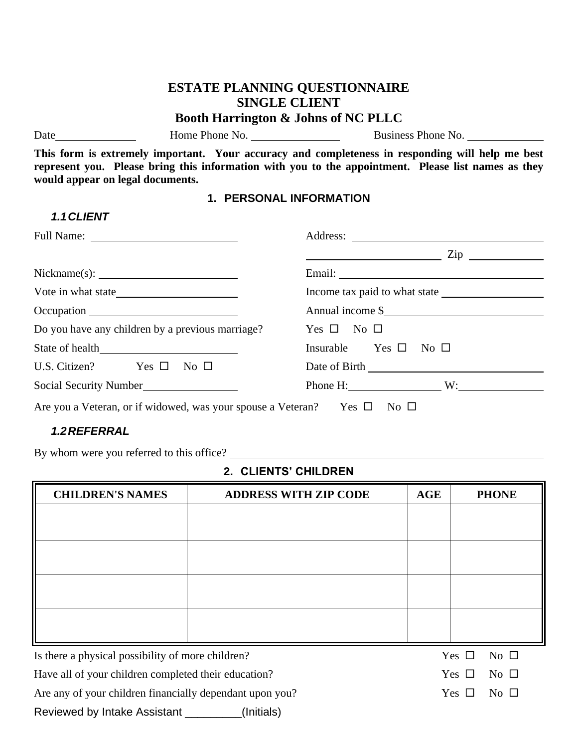# ESTATE PLANNING QUESTIONNAIRE
## SINGLE CLIENT
## Booth Harrington & Johns of NC PLLC

Date______________ Home Phone No. ________________ Business Phone No. ______________

**This form is extremely important. Your accuracy and completeness in responding will help me best represent you. Please bring this information with you to the appointment. Please list names as they would appear on legal documents.**

### 1. PERSONAL INFORMATION

#### *1.1 CLIENT*

Full Name: ___________________________

Address: ____________________________________

________________________ Zip _____________

Nickname(s): _________________________

Email: ______________________________________

Vote in what state______________________

Income tax paid to what state ___________________

Occupation ___________________________

Annual income $_____________________________

Do you have any children by a previous marriage? Yes ☐ No ☐

State of health_________________________

Insurable Yes ☐ No ☐

U.S. Citizen? Yes ☐ No ☐

Date of Birth ________________________________

Social Security Number_________________

Phone H:_________________ W:_______________

Are you a Veteran, or if widowed, was your spouse a Veteran? Yes ☐ No ☐

#### *1.2 REFERRAL*

By whom were you referred to this office? ________________________________________________

### 2. CLIENTS' CHILDREN

| CHILDREN'S NAMES | ADDRESS WITH ZIP CODE | AGE | PHONE |
|---|---|---|---|
| | | | |
| | | | |
| | | | |
| | | | |

Is there a physical possibility of more children? Yes ☐ No ☐

Have all of your children completed their education? Yes ☐ No ☐

Are any of your children financially dependant upon you? Yes ☐ No ☐

Reviewed by Intake Assistant _________(Initials)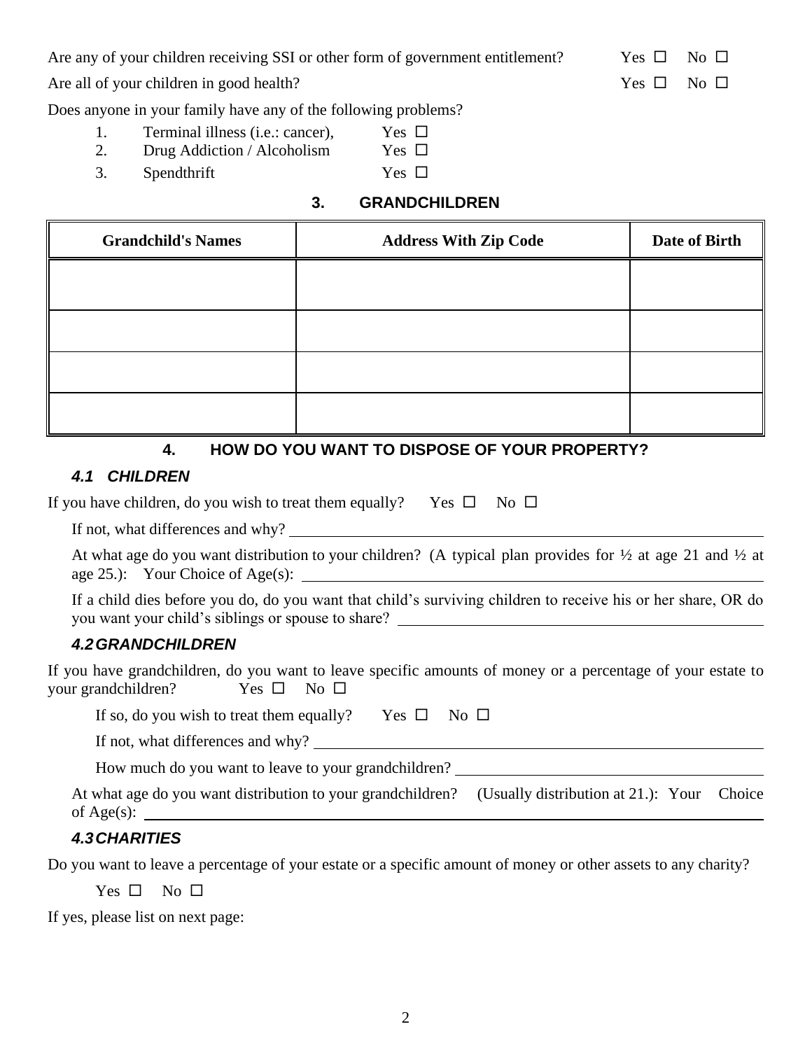Are any of your children receiving SSI or other form of government entitlement? Yes ☐ No ☐

Are all of your children in good health? Yes ☐ No ☐

Does anyone in your family have any of the following problems?

1. Terminal illness (i.e.: cancer), Yes ☐
2. Drug Addiction / Alcoholism Yes ☐
3. Spendthrift Yes ☐

## 3. GRANDCHILDREN

| Grandchild's Names | Address With Zip Code | Date of Birth |
|---|---|---|
| | | |
| | | |
| | | |
| | | |

## 4. HOW DO YOU WANT TO DISPOSE OF YOUR PROPERTY?

### *4.1 CHILDREN*

If you have children, do you wish to treat them equally? Yes ☐ No ☐

If not, what differences and why? ____________________

At what age do you want distribution to your children? (A typical plan provides for ½ at age 21 and ½ at age 25.): Your Choice of Age(s): ____________________

If a child dies before you do, do you want that child's surviving children to receive his or her share, OR do you want your child's siblings or spouse to share? ____________________

### *4.2 GRANDCHILDREN*

If you have grandchildren, do you want to leave specific amounts of money or a percentage of your estate to your grandchildren? Yes ☐ No ☐

If so, do you wish to treat them equally? Yes ☐ No ☐

If not, what differences and why? ____________________

How much do you want to leave to your grandchildren? ____________________

At what age do you want distribution to your grandchildren? (Usually distribution at 21.): Your Choice of Age(s): ____________________

### *4.3 CHARITIES*

Do you want to leave a percentage of your estate or a specific amount of money or other assets to any charity?

Yes ☐ No ☐

If yes, please list on next page: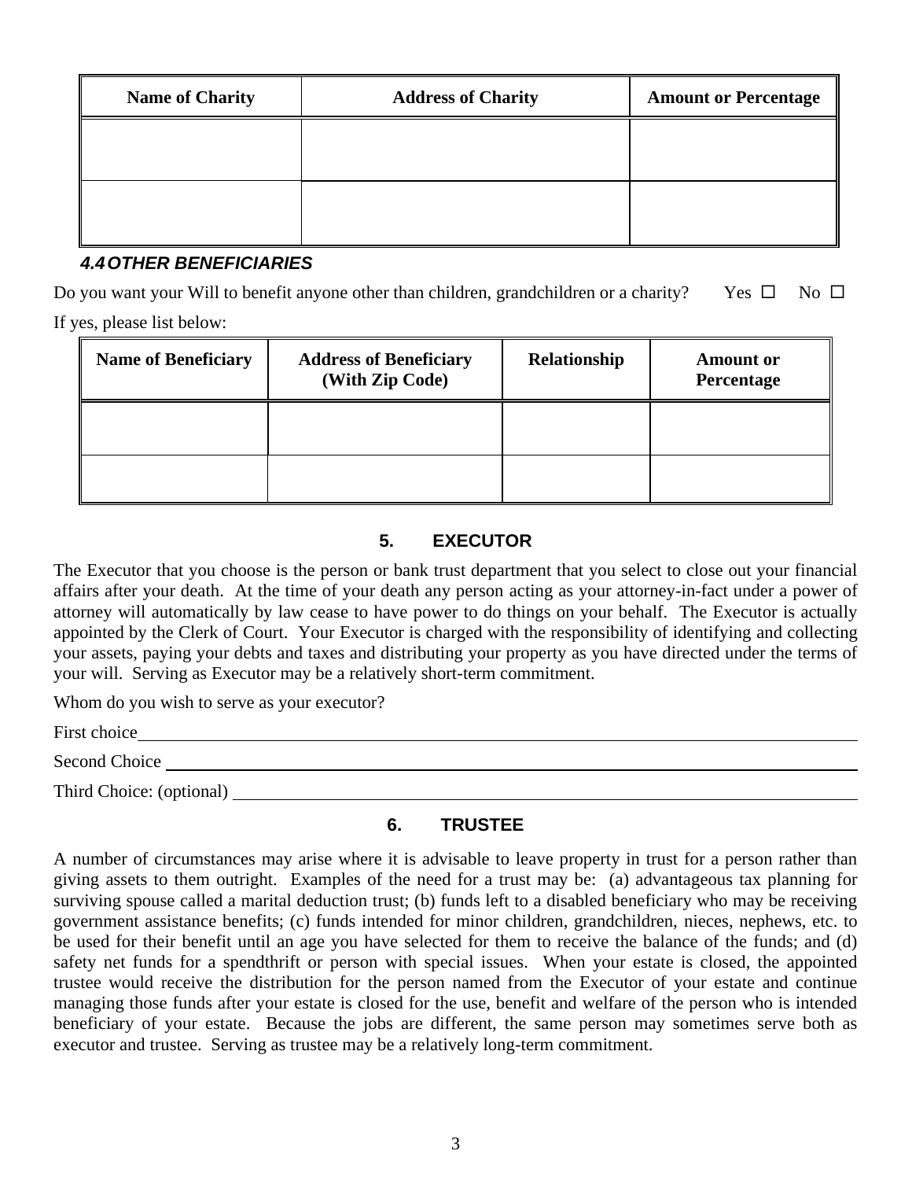| Name of Charity | Address of Charity | Amount or Percentage |
|---|---|---|
| | | |
| | | |

### *4.4 OTHER BENEFICIARIES*

Do you want your Will to benefit anyone other than children, grandchildren or a charity? Yes ☐ No ☐

If yes, please list below:

| Name of Beneficiary | Address of Beneficiary (With Zip Code) | Relationship | Amount or Percentage |
|---|---|---|---|
| | | | |
| | | | |

## 5. EXECUTOR

The Executor that you choose is the person or bank trust department that you select to close out your financial affairs after your death. At the time of your death any person acting as your attorney-in-fact under a power of attorney will automatically by law cease to have power to do things on your behalf. The Executor is actually appointed by the Clerk of Court. Your Executor is charged with the responsibility of identifying and collecting your assets, paying your debts and taxes and distributing your property as you have directed under the terms of your will. Serving as Executor may be a relatively short-term commitment.

Whom do you wish to serve as your executor?

First choice\_\_\_\_\_\_\_\_\_\_\_\_\_\_\_\_\_\_\_\_\_\_\_\_\_\_\_\_\_\_\_\_\_\_\_\_\_\_\_\_

Second Choice \_\_\_\_\_\_\_\_\_\_\_\_\_\_\_\_\_\_\_\_\_\_\_\_\_\_\_\_\_\_\_\_\_\_\_\_\_\_\_\_

Third Choice: (optional) \_\_\_\_\_\_\_\_\_\_\_\_\_\_\_\_\_\_\_\_\_\_\_\_\_\_\_\_\_\_\_\_\_\_\_\_

## 6. TRUSTEE

A number of circumstances may arise where it is advisable to leave property in trust for a person rather than giving assets to them outright. Examples of the need for a trust may be: (a) advantageous tax planning for surviving spouse called a marital deduction trust; (b) funds left to a disabled beneficiary who may be receiving government assistance benefits; (c) funds intended for minor children, grandchildren, nieces, nephews, etc. to be used for their benefit until an age you have selected for them to receive the balance of the funds; and (d) safety net funds for a spendthrift or person with special issues. When your estate is closed, the appointed trustee would receive the distribution for the person named from the Executor of your estate and continue managing those funds after your estate is closed for the use, benefit and welfare of the person who is intended beneficiary of your estate. Because the jobs are different, the same person may sometimes serve both as executor and trustee. Serving as trustee may be a relatively long-term commitment.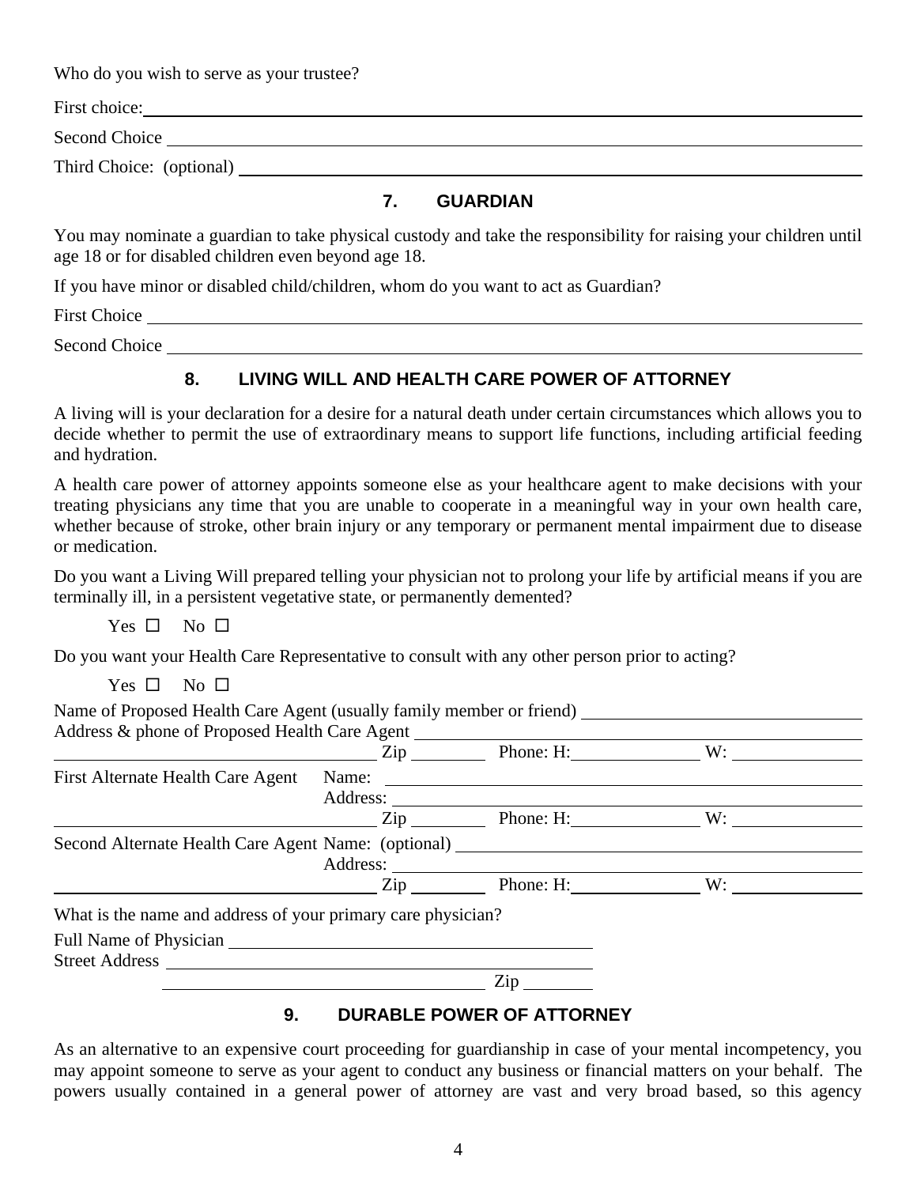Who do you wish to serve as your trustee?

First choice: ______________________________________________________________

Second Choice ______________________________________________________________

Third Choice: (optional) ______________________________________________________

## 7. GUARDIAN

You may nominate a guardian to take physical custody and take the responsibility for raising your children until age 18 or for disabled children even beyond age 18.

If you have minor or disabled child/children, whom do you want to act as Guardian?

First Choice ______________________________________________________________

Second Choice ______________________________________________________________

## 8. LIVING WILL AND HEALTH CARE POWER OF ATTORNEY

A living will is your declaration for a desire for a natural death under certain circumstances which allows you to decide whether to permit the use of extraordinary means to support life functions, including artificial feeding and hydration.

A health care power of attorney appoints someone else as your healthcare agent to make decisions with your treating physicians any time that you are unable to cooperate in a meaningful way in your own health care, whether because of stroke, other brain injury or any temporary or permanent mental impairment due to disease or medication.

Do you want a Living Will prepared telling your physician not to prolong your life by artificial means if you are terminally ill, in a persistent vegetative state, or permanently demented?

Yes ☐ No ☐

Do you want your Health Care Representative to consult with any other person prior to acting?

Yes ☐ No ☐

Name of Proposed Health Care Agent (usually family member or friend) ____________________
Address & phone of Proposed Health Care Agent ______________________________________
________________________ Zip ________ Phone: H: ____________ W: ____________

First Alternate Health Care Agent Name: ______________________________________
Address: ______________________________________
________________________ Zip ________ Phone: H: ____________ W: ____________

Second Alternate Health Care Agent Name: (optional) ______________________________
Address: ______________________________________
________________________ Zip ________ Phone: H: ____________ W: ____________

What is the name and address of your primary care physician?

Full Name of Physician ______________________________
Street Address ______________________________
______________________________ Zip ________

## 9. DURABLE POWER OF ATTORNEY

As an alternative to an expensive court proceeding for guardianship in case of your mental incompetency, you may appoint someone to serve as your agent to conduct any business or financial matters on your behalf. The powers usually contained in a general power of attorney are vast and very broad based, so this agency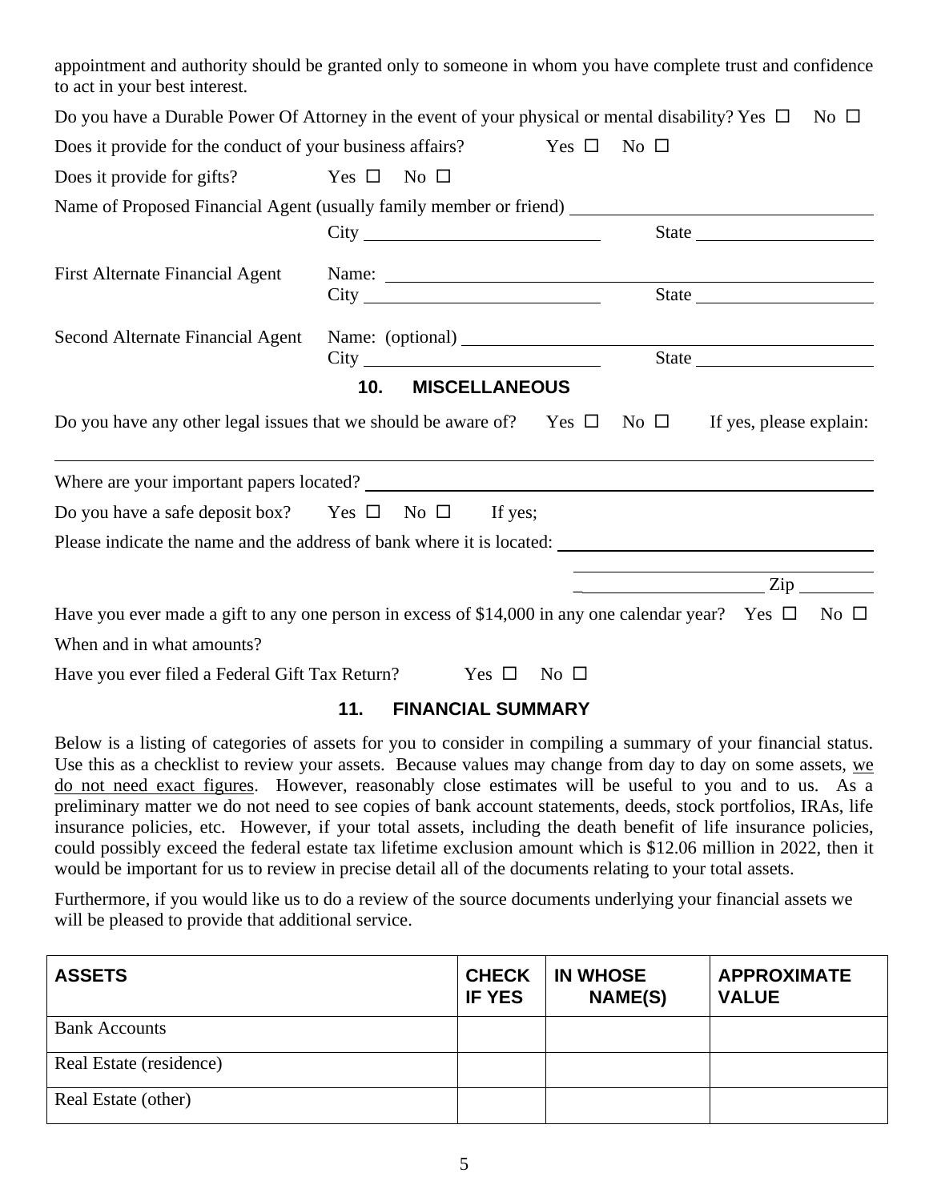appointment and authority should be granted only to someone in whom you have complete trust and confidence to act in your best interest.

Do you have a Durable Power Of Attorney in the event of your physical or mental disability? Yes ☐ No ☐

Does it provide for the conduct of your business affairs? Yes ☐ No ☐

Does it provide for gifts? Yes ☐ No ☐

Name of Proposed Financial Agent (usually family member or friend) \_\_\_\_\_\_\_\_\_\_\_\_\_\_\_\_\_\_\_\_

City \_\_\_\_\_\_\_\_\_\_\_\_\_\_\_\_\_\_\_\_ State \_\_\_\_\_\_\_\_\_\_\_\_\_\_\_\_

First Alternate Financial Agent Name: \_\_\_\_\_\_\_\_\_\_\_\_\_\_\_\_\_\_\_\_\_\_\_\_\_\_\_\_\_\_
City \_\_\_\_\_\_\_\_\_\_\_\_\_\_\_\_\_\_\_\_ State \_\_\_\_\_\_\_\_\_\_\_\_\_\_\_\_

Second Alternate Financial Agent Name: (optional) \_\_\_\_\_\_\_\_\_\_\_\_\_\_\_\_\_\_\_\_\_\_\_\_
City \_\_\_\_\_\_\_\_\_\_\_\_\_\_\_\_\_\_\_\_ State \_\_\_\_\_\_\_\_\_\_\_\_\_\_\_\_

## 10. MISCELLANEOUS

Do you have any other legal issues that we should be aware of? Yes ☐ No ☐ If yes, please explain:

\_\_\_\_\_\_\_\_\_\_\_\_\_\_\_\_\_\_\_\_\_\_\_\_\_\_\_\_\_\_\_\_\_\_\_\_\_\_\_\_\_\_\_\_\_\_\_\_\_\_\_\_\_\_\_\_\_\_\_\_

Where are your important papers located? \_\_\_\_\_\_\_\_\_\_\_\_\_\_\_\_\_\_\_\_\_\_\_\_\_\_\_\_\_\_\_\_

Do you have a safe deposit box? Yes ☐ No ☐ If yes;

Please indicate the name and the address of bank where it is located: \_\_\_\_\_\_\_\_\_\_\_\_\_\_\_\_\_\_\_\_

\_\_\_\_\_\_\_\_\_\_\_\_\_\_\_\_\_\_\_\_ Zip \_\_\_\_\_\_\_\_

Have you ever made a gift to any one person in excess of $14,000 in any one calendar year? Yes ☐ No ☐

When and in what amounts?

Have you ever filed a Federal Gift Tax Return? Yes ☐ No ☐

## 11. FINANCIAL SUMMARY

Below is a listing of categories of assets for you to consider in compiling a summary of your financial status. Use this as a checklist to review your assets. Because values may change from day to day on some assets, we do not need exact figures. However, reasonably close estimates will be useful to you and to us. As a preliminary matter we do not need to see copies of bank account statements, deeds, stock portfolios, IRAs, life insurance policies, etc. However, if your total assets, including the death benefit of life insurance policies, could possibly exceed the federal estate tax lifetime exclusion amount which is $12.06 million in 2022, then it would be important for us to review in precise detail all of the documents relating to your total assets.

Furthermore, if you would like us to do a review of the source documents underlying your financial assets we will be pleased to provide that additional service.

| ASSETS | CHECK IF YES | IN WHOSE NAME(S) | APPROXIMATE VALUE |
| --- | --- | --- | --- |
| Bank Accounts | | | |
| Real Estate (residence) | | | |
| Real Estate (other) | | | |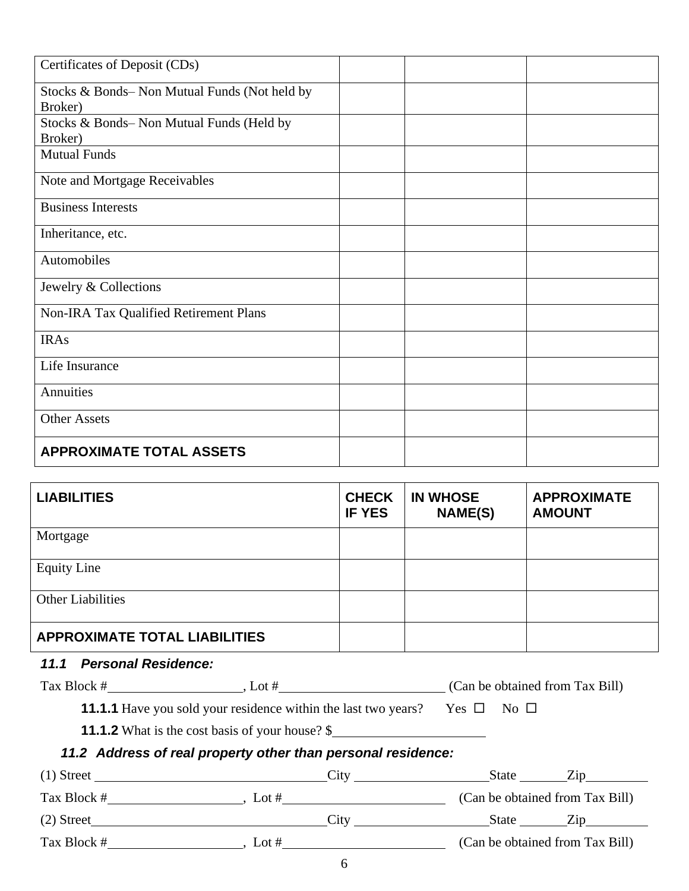| | | | |
|---|---|---|---|
| Certificates of Deposit (CDs) | | | |
| Stocks & Bonds– Non Mutual Funds (Not held by Broker) | | | |
| Stocks & Bonds– Non Mutual Funds (Held by Broker) | | | |
| Mutual Funds | | | |
| Note and Mortgage Receivables | | | |
| Business Interests | | | |
| Inheritance, etc. | | | |
| Automobiles | | | |
| Jewelry & Collections | | | |
| Non-IRA Tax Qualified Retirement Plans | | | |
| IRAs | | | |
| Life Insurance | | | |
| Annuities | | | |
| Other Assets | | | |
| **APPROXIMATE TOTAL ASSETS** | | | |

| **LIABILITIES** | **CHECK IF YES** | **IN WHOSE NAME(S)** | **APPROXIMATE AMOUNT** |
|---|---|---|---|
| Mortgage | | | |
| Equity Line | | | |
| Other Liabilities | | | |
| **APPROXIMATE TOTAL LIABILITIES** | | | |

### *11.1 Personal Residence:*

Tax Block #____________________, Lot #________________________ (Can be obtained from Tax Bill)

**11.1.1** Have you sold your residence within the last two years? Yes ☐ No ☐

**11.1.2** What is the cost basis of your house? $______________________

### *11.2 Address of real property other than personal residence:*

(1) Street ________________________________City ___________________State _______Zip_________

Tax Block #____________________, Lot #________________________ (Can be obtained from Tax Bill)

(2) Street________________________________City ___________________State _______Zip_________

Tax Block #____________________, Lot #________________________ (Can be obtained from Tax Bill)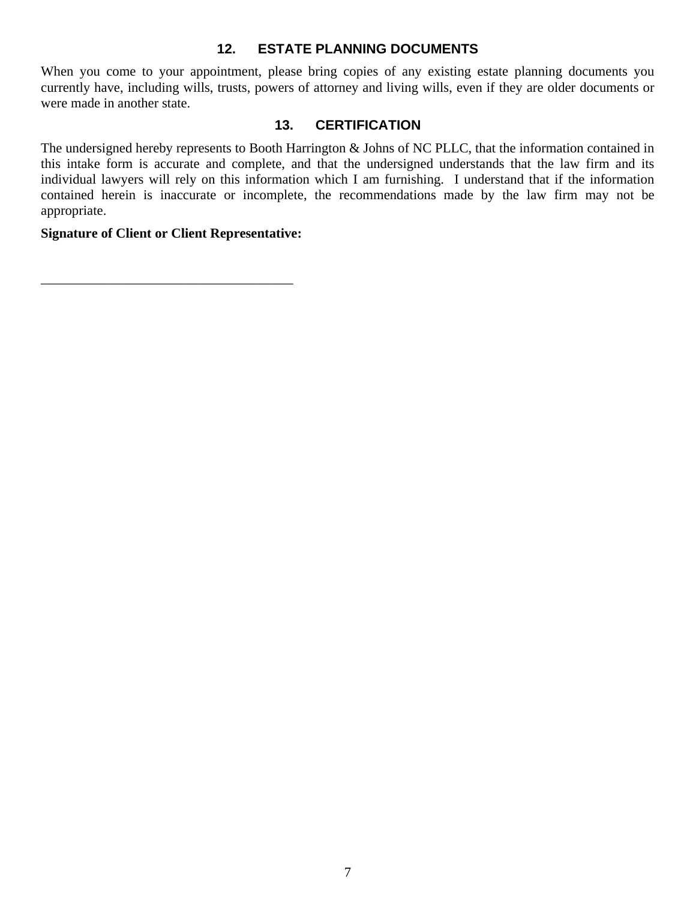## 12. ESTATE PLANNING DOCUMENTS

When you come to your appointment, please bring copies of any existing estate planning documents you currently have, including wills, trusts, powers of attorney and living wills, even if they are older documents or were made in another state.

## 13. CERTIFICATION

The undersigned hereby represents to Booth Harrington & Johns of NC PLLC, that the information contained in this intake form is accurate and complete, and that the undersigned understands that the law firm and its individual lawyers will rely on this information which I am furnishing. I understand that if the information contained herein is inaccurate or incomplete, the recommendations made by the law firm may not be appropriate.

**Signature of Client or Client Representative:**

_____________________________________